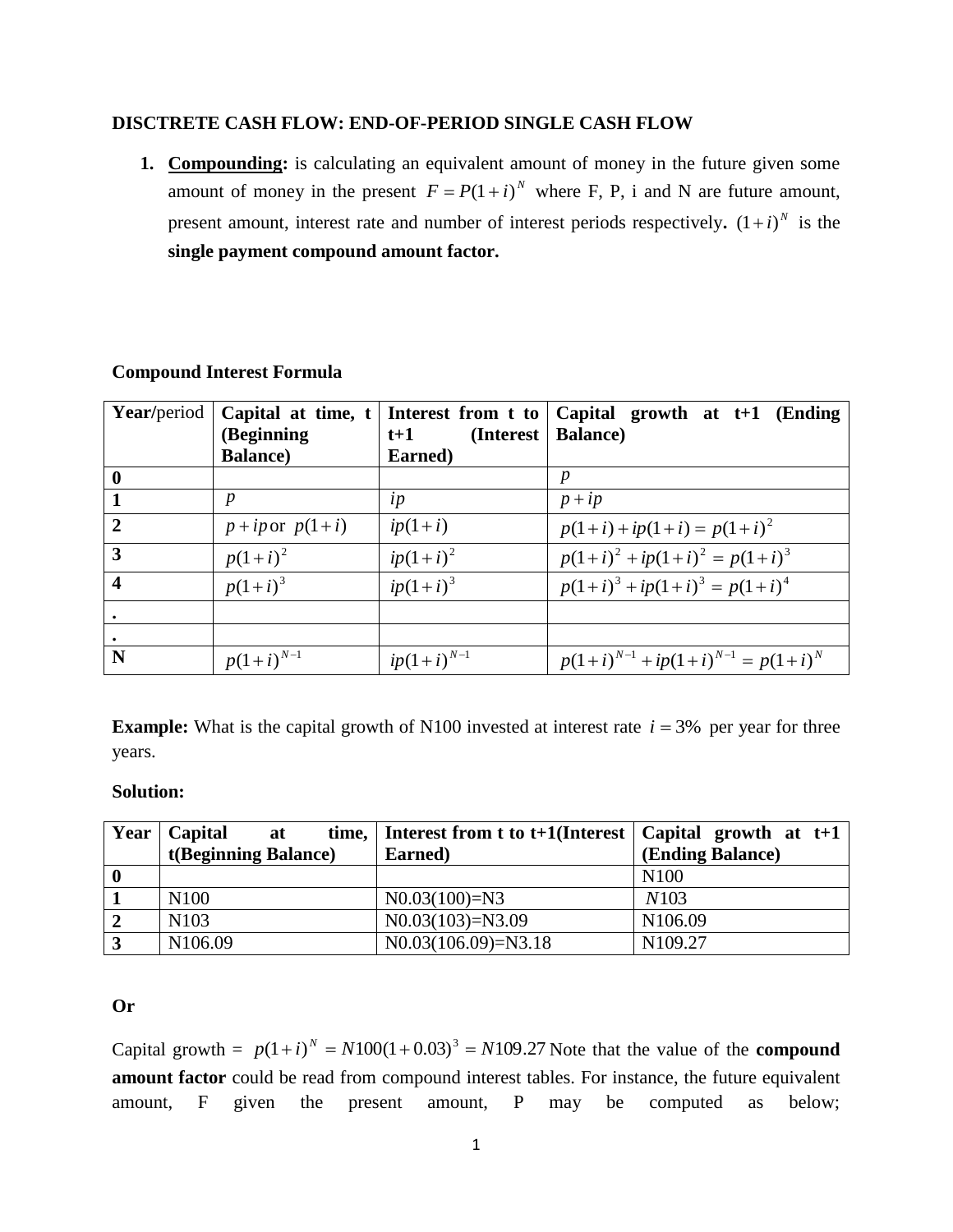**DISCTRETE CASH FLOW: END-OF-PERIOD SINGLE CASH FLOW**

1. **Compounding:** is calculating an equivalent amount of money in the future given some amount of money in the present $F = P(1+i)^N$ where F, P, i and N are future amount, present amount, interest rate and number of interest periods respectively**.** $(1+i)^N$ is the **single payment compound amount factor.**

**Compound Interest Formula**

| **Year/**period | **Capital at time, t (Beginning Balance)** | **Interest from t to t+1 (Interest Earned)** | **Capital growth at t+1 (Ending Balance)** |
|---|---|---|---|
| **0** | | | $p$ |
| **1** | $p$ | $ip$ | $p + ip$ |
| **2** | $p + ip$ or $p(1+i)$ | $ip(1+i)$ | $p(1+i) + ip(1+i) = p(1+i)^2$ |
| **3** | $p(1+i)^2$ | $ip(1+i)^2$ | $p(1+i)^2 + ip(1+i)^2 = p(1+i)^3$ |
| **4** | $p(1+i)^3$ | $ip(1+i)^3$ | $p(1+i)^3 + ip(1+i)^3 = p(1+i)^4$ |
| **.** | | | |
| **.** | | | |
| **N** | $p(1+i)^{N-1}$ | $ip(1+i)^{N-1}$ | $p(1+i)^{N-1} + ip(1+i)^{N-1} = p(1+i)^N$ |

**Example:** What is the capital growth of N100 invested at interest rate $i = 3\%$ per year for three years.

**Solution:**

| **Year** | **Capital at time, t(Beginning Balance)** | **Interest from t to t+1(Interest Earned)** | **Capital growth at t+1 (Ending Balance)** |
|---|---|---|---|
| **0** | | | N100 |
| **1** | N100 | N0.03(100)=N3 | $N103$ |
| **2** | N103 | N0.03(103)=N3.09 | N106.09 |
| **3** | N106.09 | N0.03(106.09)=N3.18 | N109.27 |

**Or**

Capital growth = $p(1+i)^N = N100(1+0.03)^3 = N109.27$ Note that the value of the **compound amount factor** could be read from compound interest tables. For instance, the future equivalent amount, F given the present amount, P may be computed as below;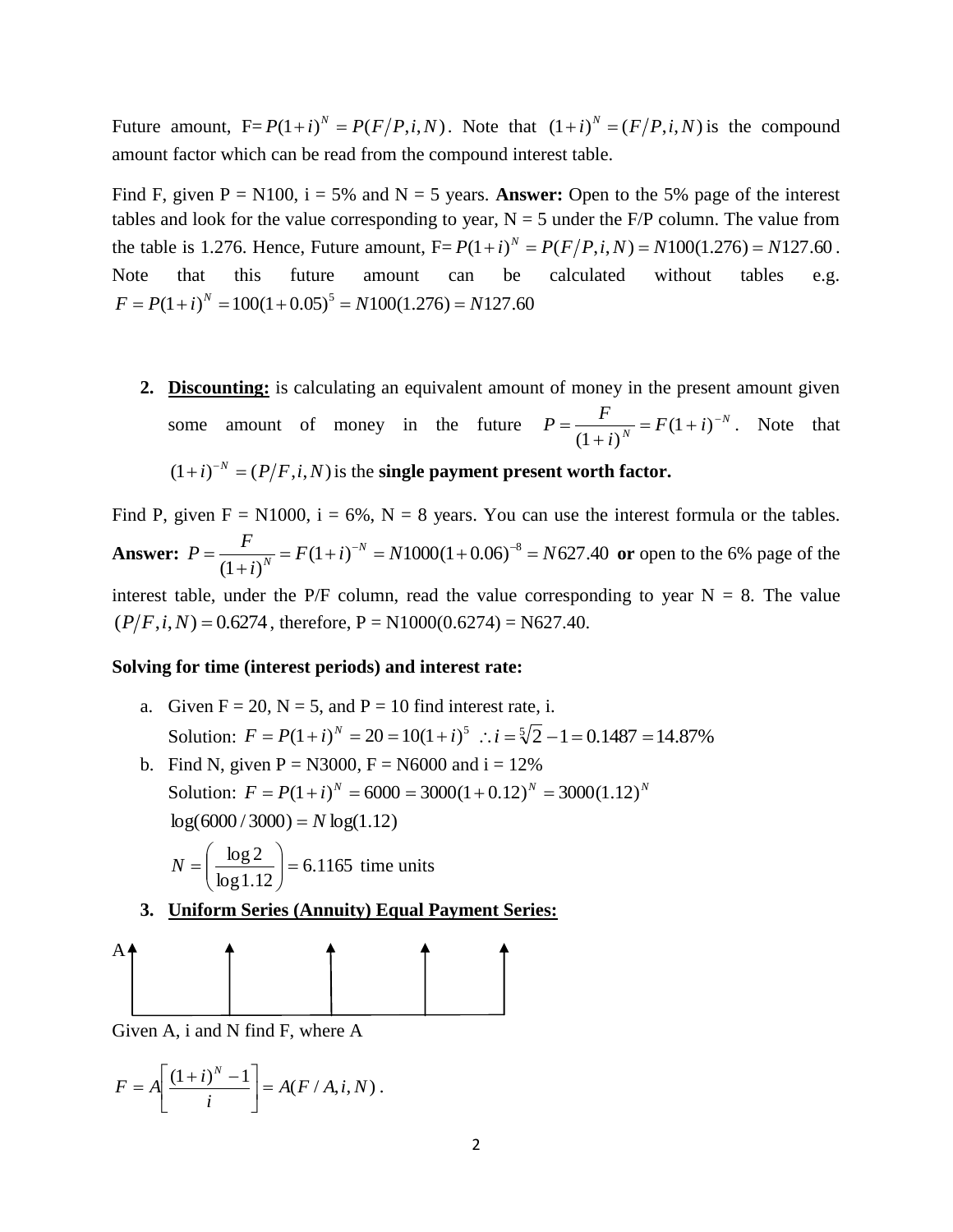Future amount, F= $P(1+i)^N = P(F/P,i,N)$. Note that $(1+i)^N = (F/P,i,N)$ is the compound amount factor which can be read from the compound interest table.

Find F, given P = N100, i = 5% and N = 5 years. **Answer:** Open to the 5% page of the interest tables and look for the value corresponding to year, N = 5 under the F/P column. The value from the table is 1.276. Hence, Future amount, F= $P(1+i)^N = P(F/P,i,N) = N100(1.276) = N127.60$. Note that this future amount can be calculated without tables e.g. $F = P(1+i)^N = 100(1+0.05)^5 = N100(1.276) = N127.60$

2. **Discounting:** is calculating an equivalent amount of money in the present amount given some amount of money in the future $P = \dfrac{F}{(1+i)^N} = F(1+i)^{-N}$. Note that $(1+i)^{-N} = (P/F,i,N)$ is the **single payment present worth factor.**

Find P, given F = N1000, i = 6%, N = 8 years. You can use the interest formula or the tables. **Answer:** $P = \dfrac{F}{(1+i)^N} = F(1+i)^{-N} = N1000(1+0.06)^{-8} = N627.40$ **or** open to the 6% page of the interest table, under the P/F column, read the value corresponding to year N = 8. The value $(P/F,i,N) = 0.6274$, therefore, P = N1000(0.6274) = N627.40.

**Solving for time (interest periods) and interest rate:**

a. Given F = 20, N = 5, and P = 10 find interest rate, i.
   Solution: $F = P(1+i)^N = 20 = 10(1+i)^5 \;\; \therefore i = \sqrt[5]{2} - 1 = 0.1487 = 14.87\%$
b. Find N, given P = N3000, F = N6000 and i = 12%
   Solution: $F = P(1+i)^N = 6000 = 3000(1+0.12)^N = 3000(1.12)^N$
   $\log(6000/3000) = N\log(1.12)$
   $N = \left(\dfrac{\log 2}{\log 1.12}\right) = 6.1165$ time units

3. **Uniform Series (Annuity) Equal Payment Series:**

A

Given A, i and N find F, where A

$$F = A\left[\frac{(1+i)^N - 1}{i}\right] = A(F/A,i,N).$$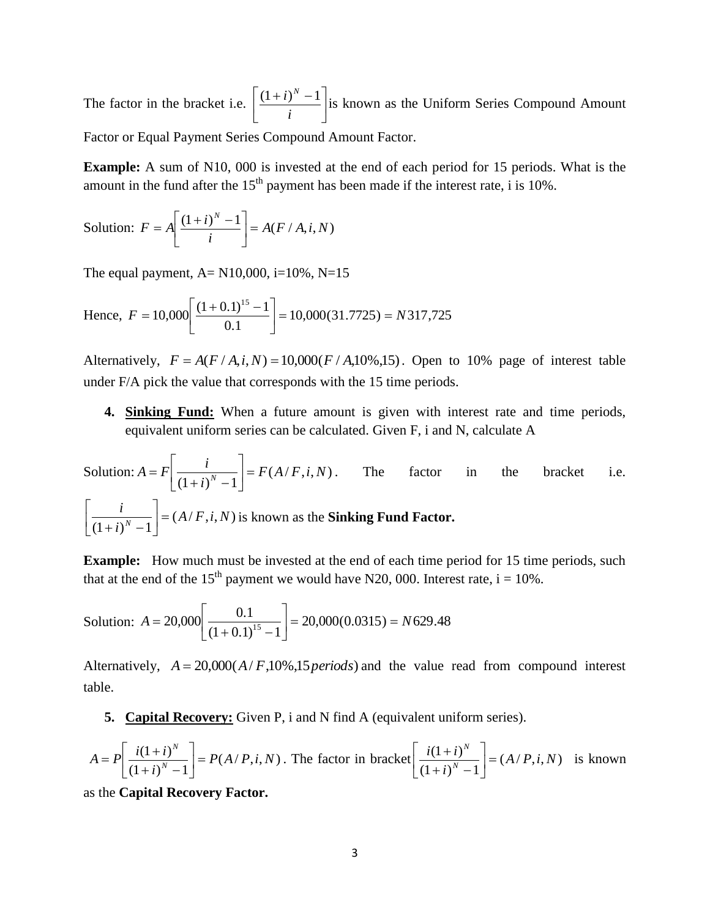The factor in the bracket i.e. $\left[\frac{(1+i)^N - 1}{i}\right]$ is known as the Uniform Series Compound Amount Factor or Equal Payment Series Compound Amount Factor.

**Example:** A sum of N10, 000 is invested at the end of each period for 15 periods. What is the amount in the fund after the 15th payment has been made if the interest rate, i is 10%.

Solution: $F = A\left[\frac{(1+i)^N - 1}{i}\right] = A(F/A, i, N)$

The equal payment, A= N10,000, i=10%, N=15

Hence, $F = 10{,}000\left[\frac{(1+0.1)^{15} - 1}{0.1}\right] = 10{,}000(31.7725) = N317{,}725$

Alternatively, $F = A(F/A, i, N) = 10{,}000(F/A, 10\%, 15)$. Open to 10% page of interest table under F/A pick the value that corresponds with the 15 time periods.

4. **<u>Sinking Fund:</u>** When a future amount is given with interest rate and time periods, equivalent uniform series can be calculated. Given F, i and N, calculate A

Solution: $A = F\left[\frac{i}{(1+i)^N - 1}\right] = F(A/F, i, N)$. The factor in the bracket i.e. $\left[\frac{i}{(1+i)^N - 1}\right] = (A/F, i, N)$ is known as the **Sinking Fund Factor.**

**Example:** How much must be invested at the end of each time period for 15 time periods, such that at the end of the 15th payment we would have N20, 000. Interest rate, i = 10%.

Solution: $A = 20{,}000\left[\frac{0.1}{(1+0.1)^{15} - 1}\right] = 20{,}000(0.0315) = N629.48$

Alternatively, $A = 20{,}000(A/F, 10\%, 15\,periods)$ and the value read from compound interest table.

5. **<u>Capital Recovery:</u>** Given P, i and N find A (equivalent uniform series).

$A = P\left[\frac{i(1+i)^N}{(1+i)^N - 1}\right] = P(A/P, i, N)$. The factor in bracket $\left[\frac{i(1+i)^N}{(1+i)^N - 1}\right] = (A/P, i, N)$ is known as the **Capital Recovery Factor.**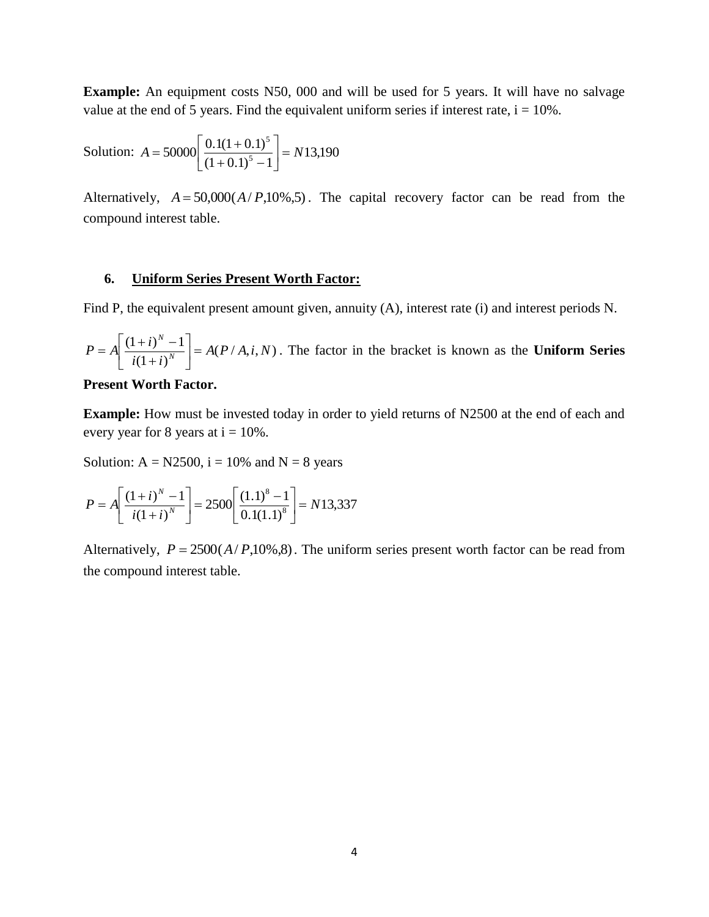**Example:** An equipment costs N50, 000 and will be used for 5 years. It will have no salvage value at the end of 5 years. Find the equivalent uniform series if interest rate, i = 10%.

Solution: $A = 50000\left[\frac{0.1(1+0.1)^5}{(1+0.1)^5 - 1}\right] = N13{,}190$

Alternatively, $A = 50{,}000(A/P, 10\%, 5)$. The capital recovery factor can be read from the compound interest table.

### 6. Uniform Series Present Worth Factor:

Find P, the equivalent present amount given, annuity (A), interest rate (i) and interest periods N.

$P = A\left[\frac{(1+i)^N - 1}{i(1+i)^N}\right] = A(P/A, i, N)$. The factor in the bracket is known as the **Uniform Series Present Worth Factor.**

**Example:** How must be invested today in order to yield returns of N2500 at the end of each and every year for 8 years at i = 10%.

Solution: A = N2500, i = 10% and N = 8 years

$$P = A\left[\frac{(1+i)^N - 1}{i(1+i)^N}\right] = 2500\left[\frac{(1.1)^8 - 1}{0.1(1.1)^8}\right] = N13{,}337$$

Alternatively, $P = 2500(A/P, 10\%, 8)$. The uniform series present worth factor can be read from the compound interest table.